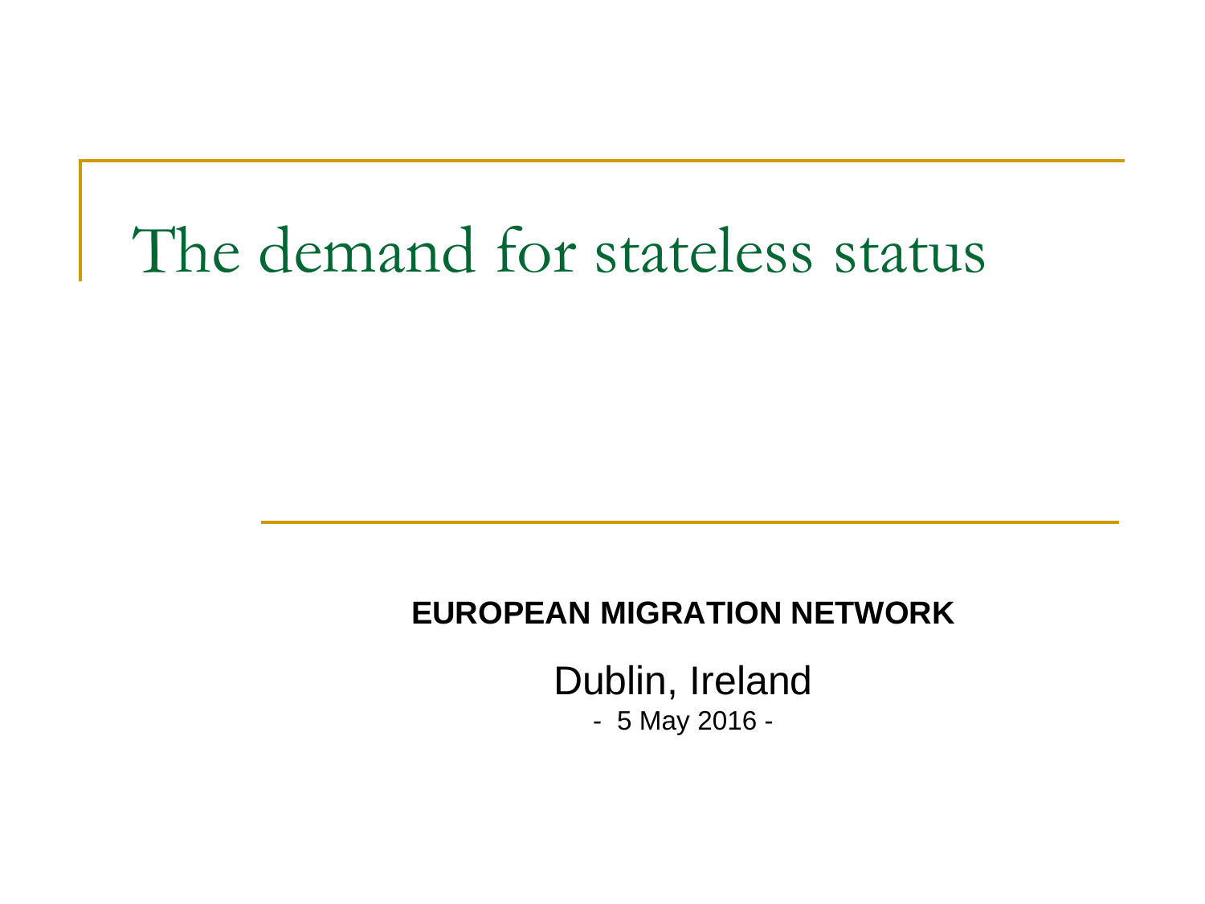# The demand for stateless status

**EUROPEAN MIGRATION NETWORK**

Dublin, Ireland

- 5 May 2016 -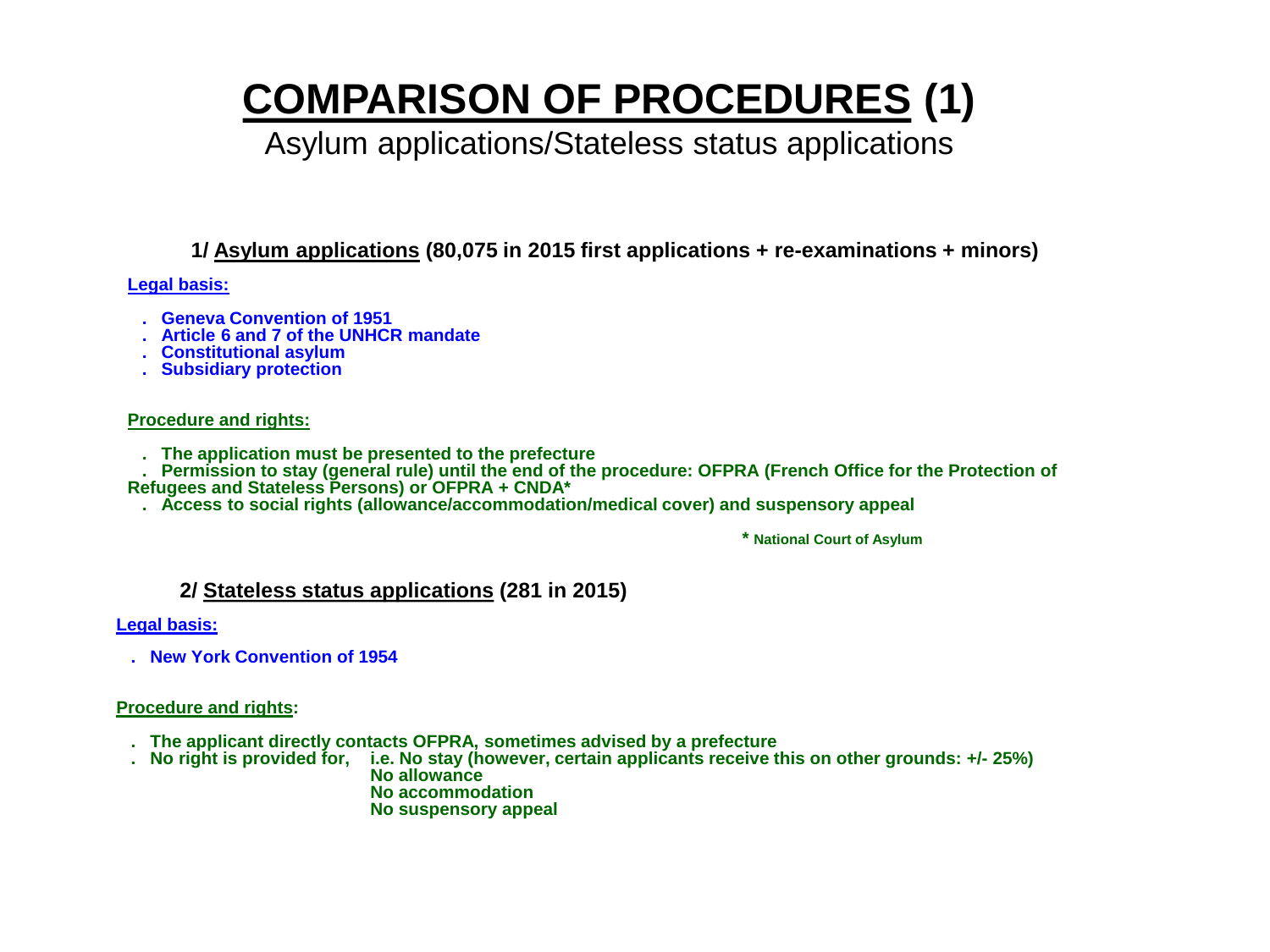# COMPARISON OF PROCEDURES (1)

Asylum applications/Stateless status applications

### 1/ Asylum applications (80,075 in 2015 first applications + re-examinations + minors)

**Legal basis:**

- **Geneva Convention of 1951**
- **Article 6 and 7 of the UNHCR mandate**
- **Constitutional asylum**
- **Subsidiary protection**

**Procedure and rights:**

- **The application must be presented to the prefecture**
- **Permission to stay (general rule) until the end of the procedure: OFPRA (French Office for the Protection of Refugees and Stateless Persons) or OFPRA + CNDA***
- **Access to social rights (allowance/accommodation/medical cover) and suspensory appeal**

\* National Court of Asylum

### 2/ Stateless status applications (281 in 2015)

**Legal basis:**

- **New York Convention of 1954**

**Procedure and rights:**

- **The applicant directly contacts OFPRA, sometimes advised by a prefecture**
- **No right is provided for, i.e. No stay (however, certain applicants receive this on other grounds: +/- 25%)**
  - **No allowance**
  - **No accommodation**
  - **No suspensory appeal**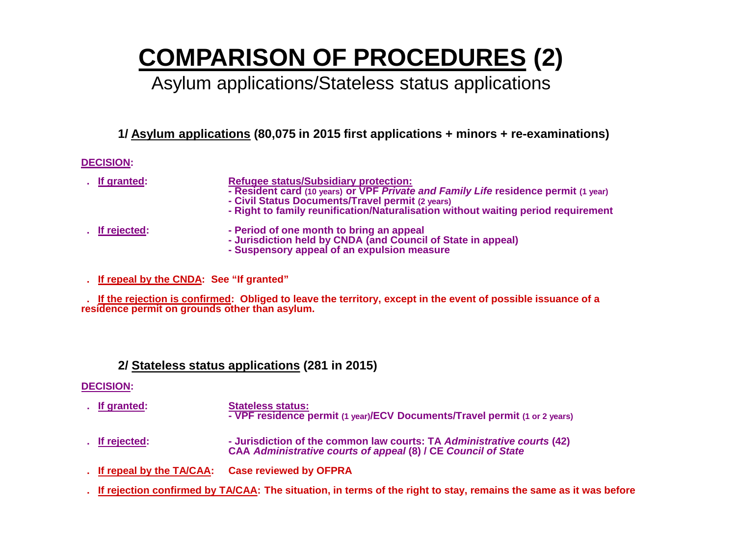# COMPARISON OF PROCEDURES (2)

## Asylum applications/Stateless status applications

### 1/ Asylum applications (80,075 in 2015 first applications + minors + re-examinations)

**DECISION:**

- **If granted:** **Refugee status/Subsidiary protection:**
  - Resident card (10 years) or VPF *Private and Family Life* residence permit (1 year)
  - Civil Status Documents/Travel permit (2 years)
  - Right to family reunification/Naturalisation without waiting period requirement
- **If rejected:**
  - Period of one month to bring an appeal
  - Jurisdiction held by CNDA (and Council of State in appeal)
  - Suspensory appeal of an expulsion measure
- **If repeal by the CNDA:** See "If granted"
- **If the rejection is confirmed:** Obliged to leave the territory, except in the event of possible issuance of a residence permit on grounds other than asylum.

### 2/ Stateless status applications (281 in 2015)

**DECISION:**

- **If granted:** **Stateless status:**
  - VPF residence permit (1 year)/ECV Documents/Travel permit (1 or 2 years)
- **If rejected:**
  - Jurisdiction of the common law courts: TA *Administrative courts* (42) CAA *Administrative courts of appeal* (8) / CE *Council of State*
- **If repeal by the TA/CAA:** Case reviewed by OFPRA
- **If rejection confirmed by TA/CAA:** The situation, in terms of the right to stay, remains the same as it was before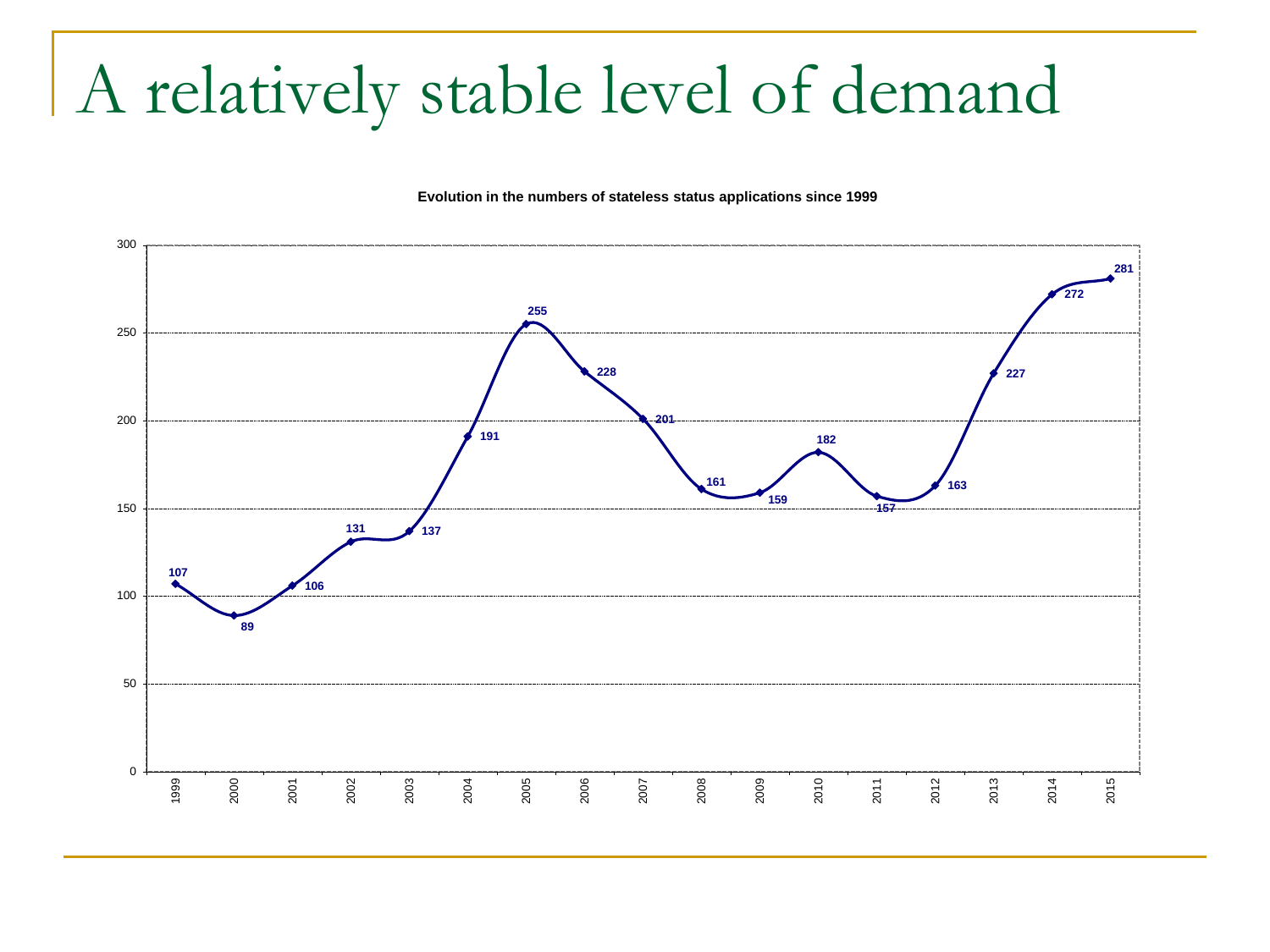# A relatively stable level of demand

**Evolution in the numbers of stateless status applications since 1999**

| Year | Applications |
| --- | --- |
| 1999 | 107 |
| 2000 | 89 |
| 2001 | 106 |
| 2002 | 131 |
| 2003 | 137 |
| 2004 | 191 |
| 2005 | 255 |
| 2006 | 228 |
| 2007 | 201 |
| 2008 | 161 |
| 2009 | 159 |
| 2010 | 182 |
| 2011 | 157 |
| 2012 | 163 |
| 2013 | 227 |
| 2014 | 272 |
| 2015 | 281 |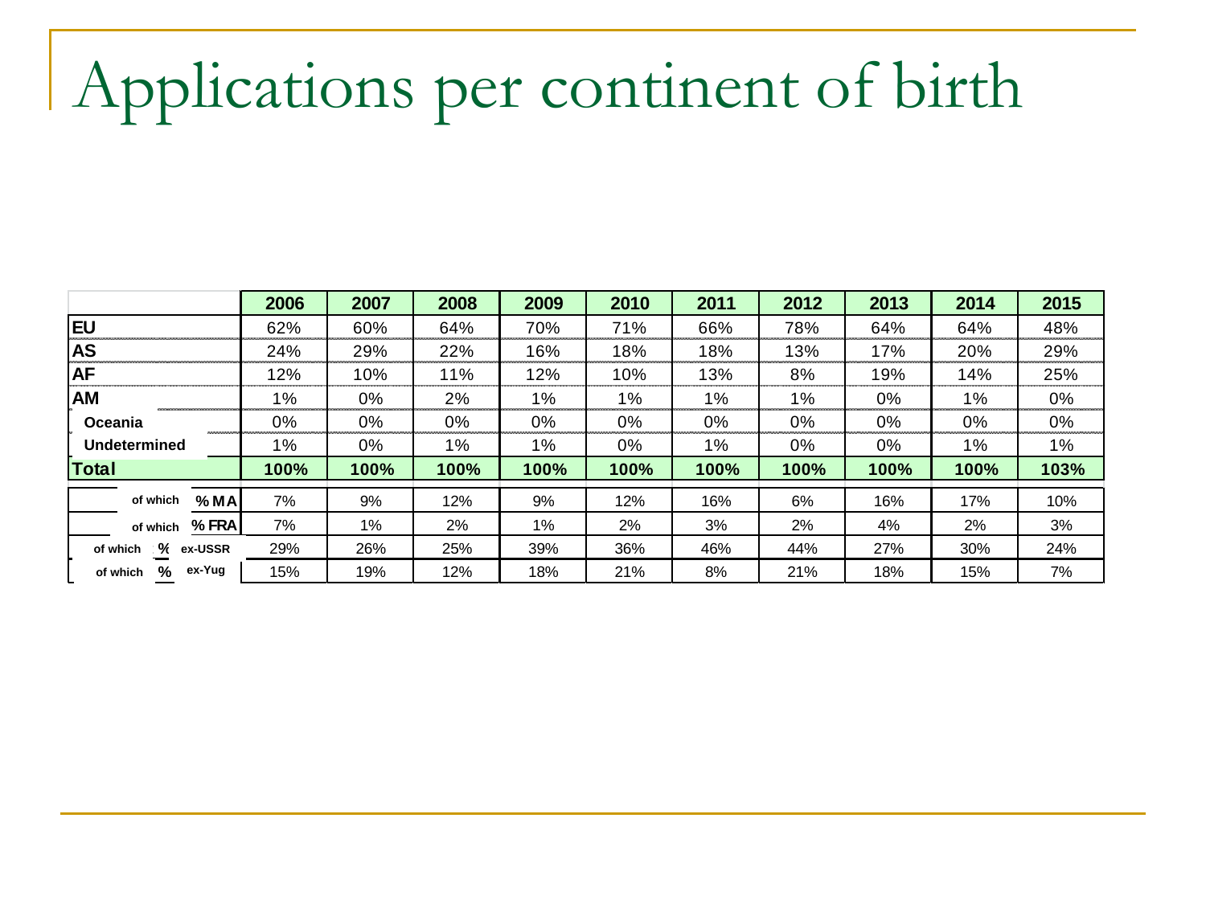# Applications per continent of birth

| | 2006 | 2007 | 2008 | 2009 | 2010 | 2011 | 2012 | 2013 | 2014 | 2015 |
|---|---|---|---|---|---|---|---|---|---|---|
| EU | 62% | 60% | 64% | 70% | 71% | 66% | 78% | 64% | 64% | 48% |
| AS | 24% | 29% | 22% | 16% | 18% | 18% | 13% | 17% | 20% | 29% |
| AF | 12% | 10% | 11% | 12% | 10% | 13% | 8% | 19% | 14% | 25% |
| AM | 1% | 0% | 2% | 1% | 1% | 1% | 1% | 0% | 1% | 0% |
| Oceania | 0% | 0% | 0% | 0% | 0% | 0% | 0% | 0% | 0% | 0% |
| Undetermined | 1% | 0% | 1% | 1% | 0% | 1% | 0% | 0% | 1% | 1% |
| **Total** | **100%** | **100%** | **100%** | **100%** | **100%** | **100%** | **100%** | **100%** | **100%** | **103%** |
| of which % MA | 7% | 9% | 12% | 9% | 12% | 16% | 6% | 16% | 17% | 10% |
| of which % FRA | 7% | 1% | 2% | 1% | 2% | 3% | 2% | 4% | 2% | 3% |
| of which % ex-USSR | 29% | 26% | 25% | 39% | 36% | 46% | 44% | 27% | 30% | 24% |
| of which % ex-Yug | 15% | 19% | 12% | 18% | 21% | 8% | 21% | 18% | 15% | 7% |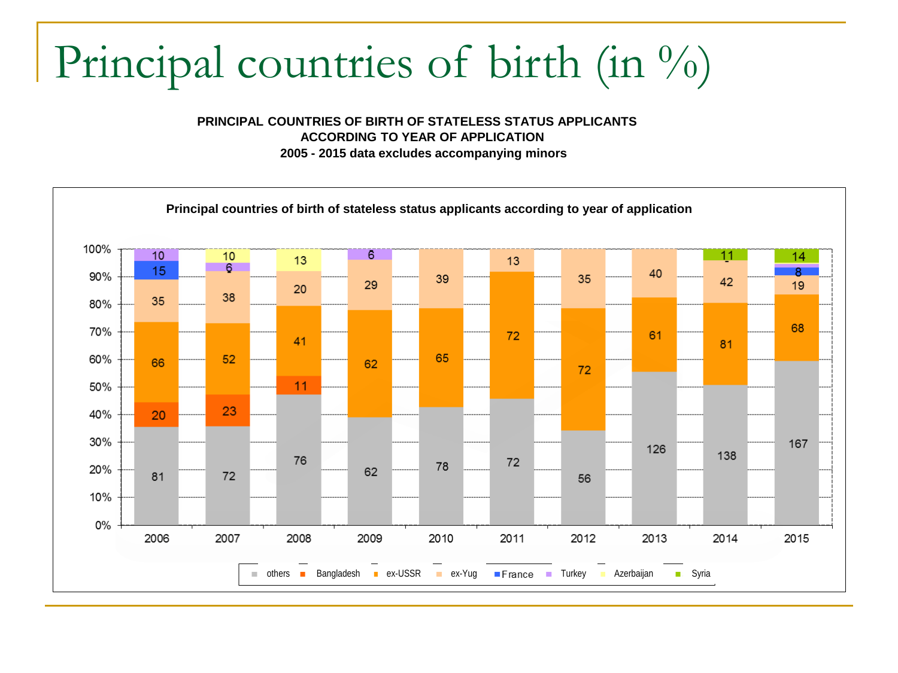# Principal countries of birth (in %)

**PRINCIPAL COUNTRIES OF BIRTH OF STATELESS STATUS APPLICANTS ACCORDING TO YEAR OF APPLICATION**
**2005 - 2015 data excludes accompanying minors**

**Principal countries of birth of stateless status applicants according to year of application**

| Year | others | Bangladesh | ex-USSR | ex-Yug | France | Turkey | Azerbaijan | Syria |
|---|---|---|---|---|---|---|---|---|
| 2006 | 81 | 20 | 66 | 35 | 15 | 10 | | |
| 2007 | 72 | 23 | 52 | 38 | | 6 | 10 | |
| 2008 | 76 | 11 | 41 | 20 | | | 13 | |
| 2009 | 62 | | 62 | 29 | | 6 | | |
| 2010 | 78 | | 65 | 39 | | | | |
| 2011 | 72 | | 72 | 13 | | | | |
| 2012 | 56 | | 72 | 35 | | | | |
| 2013 | 126 | | 61 | 40 | | | | |
| 2014 | 138 | | 81 | 42 | | | | 11 |
| 2015 | 167 | | 68 | 19 | 8 | | | 14 |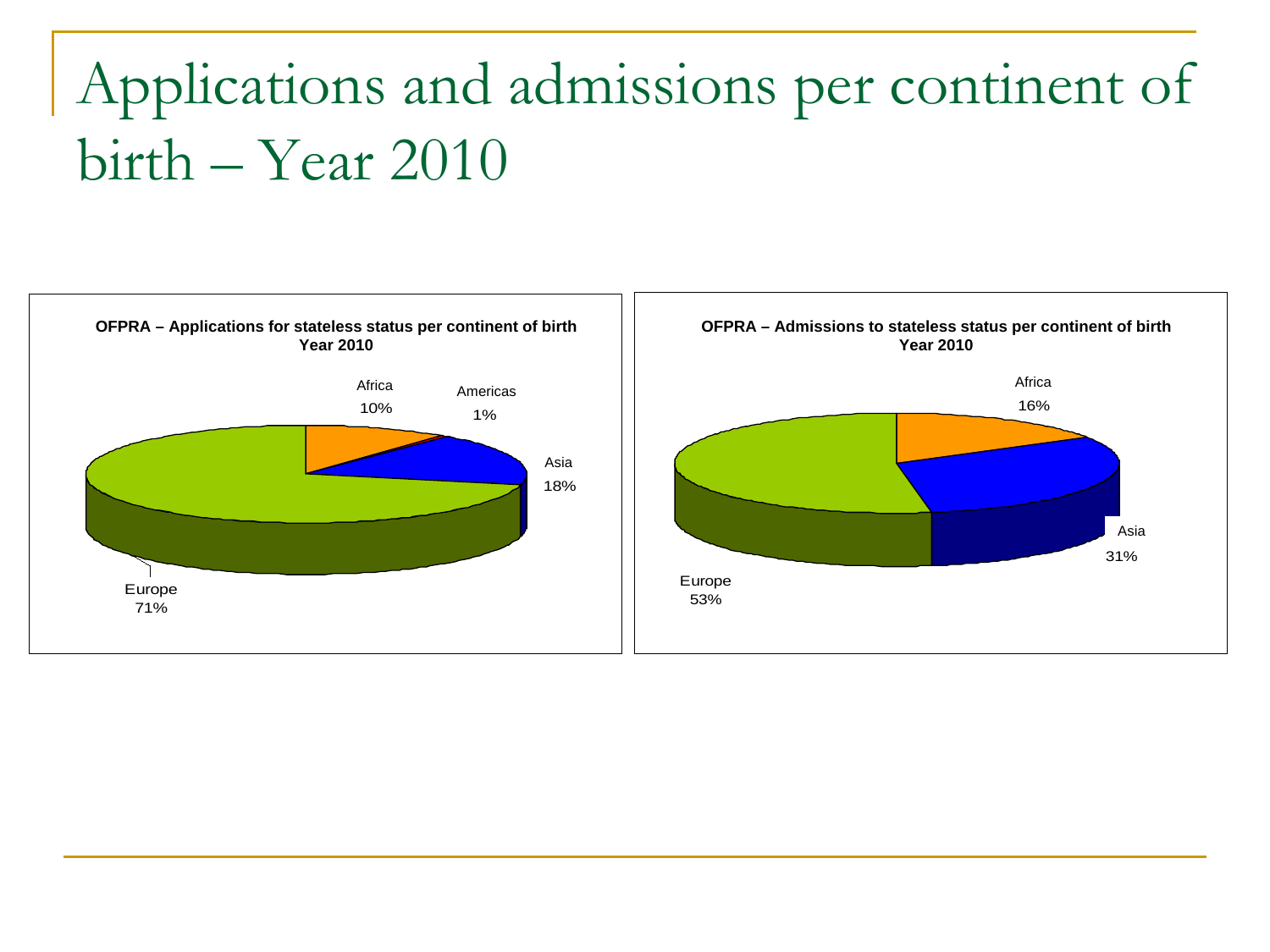# Applications and admissions per continent of birth – Year 2010

**OFPRA – Applications for stateless status per continent of birth**
**Year 2010**

Africa 10%

Americas 1%

Asia 18%

Europe 71%

**OFPRA – Admissions to stateless status per continent of birth**
**Year 2010**

Africa 16%

Asia 31%

Europe 53%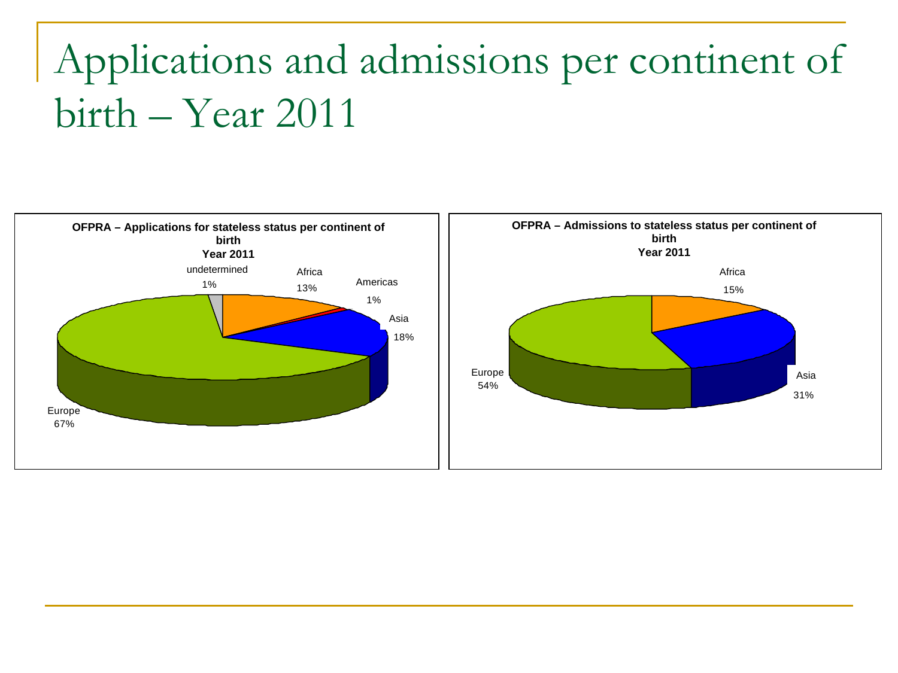# Applications and admissions per continent of birth – Year 2011

**OFPRA – Applications for stateless status per continent of birth**
**Year 2011**

undetermined 1%
Africa 13%
Americas 1%
Asia 18%
Europe 67%

**OFPRA – Admissions to stateless status per continent of birth**
**Year 2011**

Africa 15%
Asia 31%
Europe 54%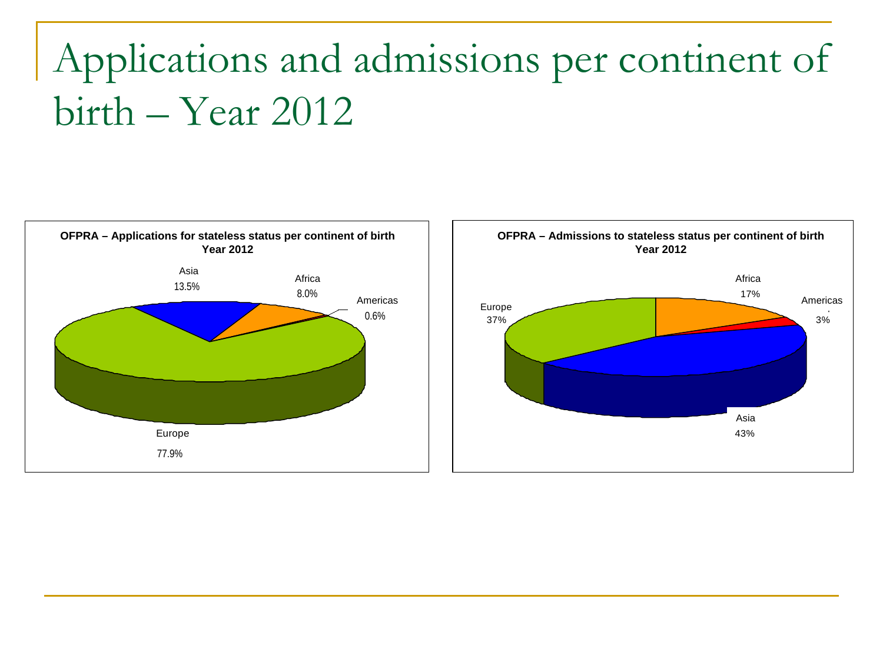# Applications and admissions per continent of birth – Year 2012

**OFPRA – Applications for stateless status per continent of birth Year 2012**

| Continent | Share |
| --- | --- |
| Asia | 13.5% |
| Africa | 8.0% |
| Americas | 0.6% |
| Europe | 77.9% |

**OFPRA – Admissions to stateless status per continent of birth Year 2012**

| Continent | Share |
| --- | --- |
| Africa | 17% |
| Americas | 3% |
| Europe | 37% |
| Asia | 43% |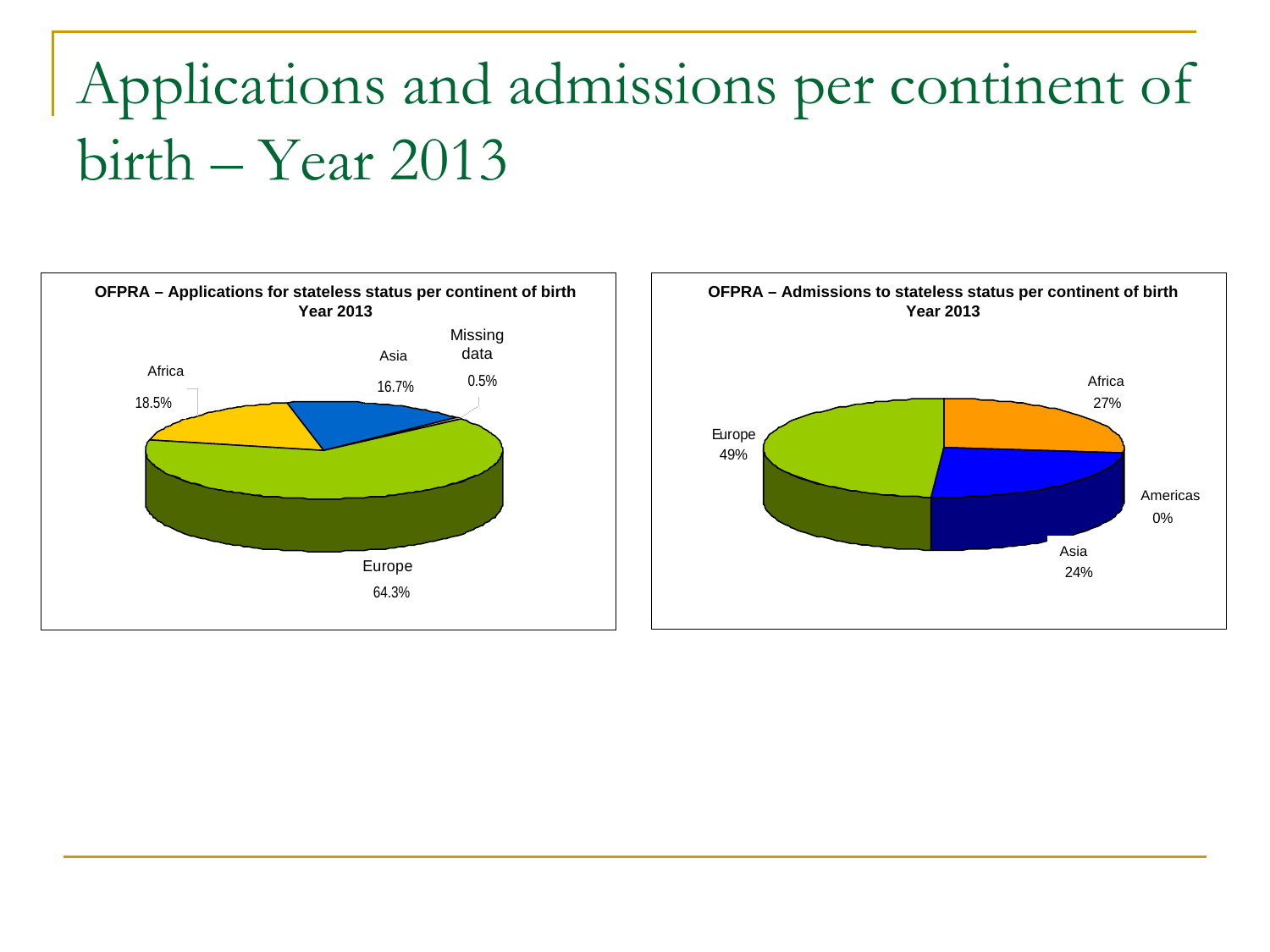# Applications and admissions per continent of birth – Year 2013

**OFPRA – Applications for stateless status per continent of birth**
**Year 2013**

| Continent | Share |
| --- | --- |
| Europe | 64.3% |
| Africa | 18.5% |
| Asia | 16.7% |
| Missing data | 0.5% |

**OFPRA – Admissions to stateless status per continent of birth**
**Year 2013**

| Continent | Share |
| --- | --- |
| Europe | 49% |
| Africa | 27% |
| Asia | 24% |
| Americas | 0% |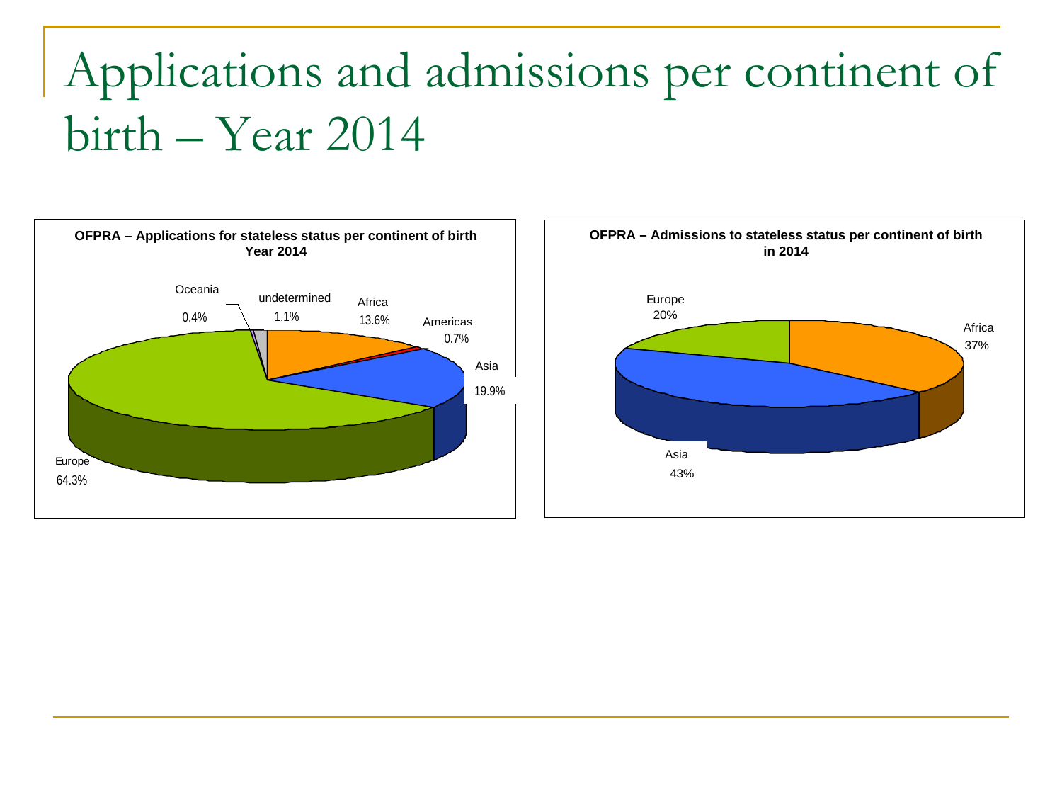# Applications and admissions per continent of birth – Year 2014

**OFPRA – Applications for stateless status per continent of birth Year 2014**

Oceania 0.4%

undetermined 1.1%

Africa 13.6%

Americas 0.7%

Asia 19.9%

Europe 64.3%

**OFPRA – Admissions to stateless status per continent of birth in 2014**

Europe 20%

Africa 37%

Asia 43%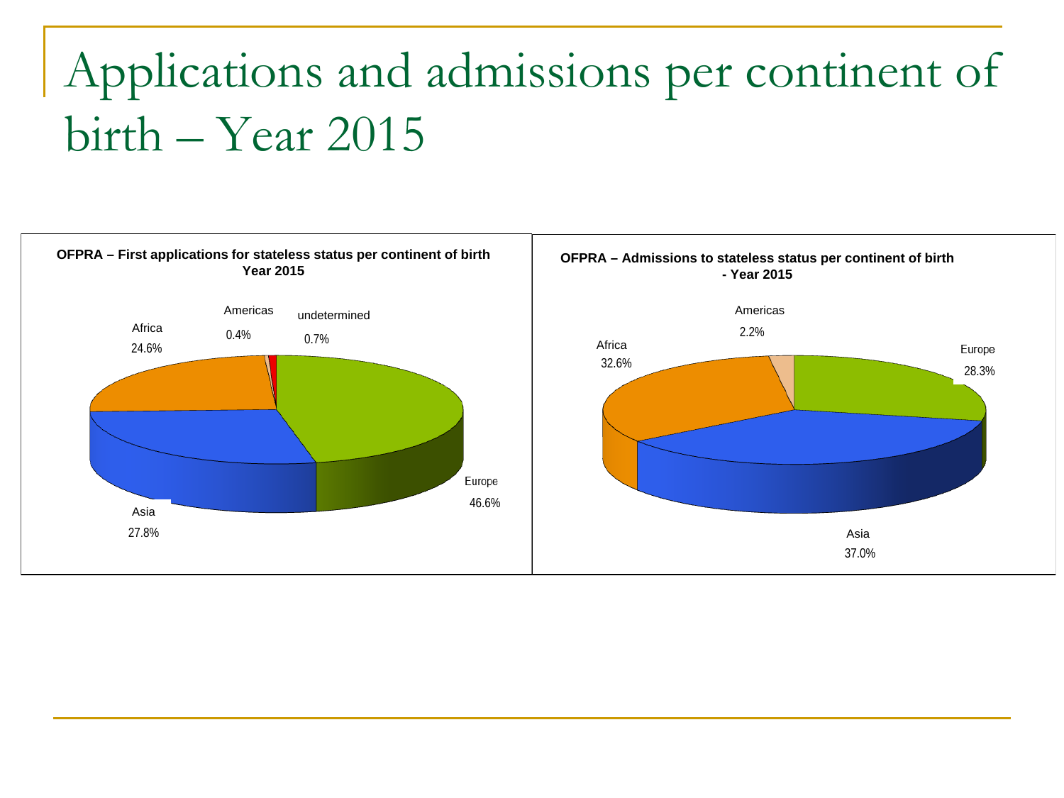# Applications and admissions per continent of birth – Year 2015

**OFPRA – First applications for stateless status per continent of birth Year 2015**

| Continent | Share |
| --- | --- |
| Europe | 46.6% |
| Asia | 27.8% |
| Africa | 24.6% |
| Americas | 0.4% |
| undetermined | 0.7% |

**OFPRA – Admissions to stateless status per continent of birth - Year 2015**

| Continent | Share |
| --- | --- |
| Europe | 28.3% |
| Asia | 37.0% |
| Africa | 32.6% |
| Americas | 2.2% |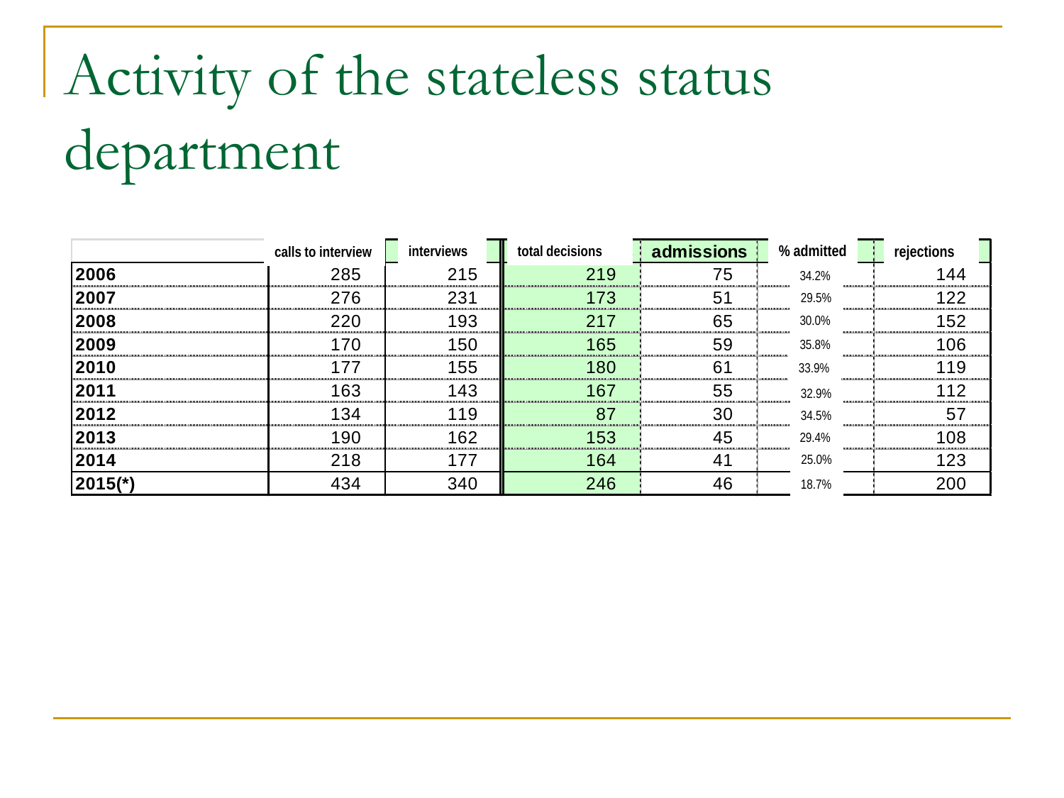# Activity of the stateless status department

| | calls to interview | interviews | total decisions | admissions | % admitted | rejections |
|---|---|---|---|---|---|---|
| **2006** | 285 | 215 | 219 | 75 | 34.2% | 144 |
| **2007** | 276 | 231 | 173 | 51 | 29.5% | 122 |
| **2008** | 220 | 193 | 217 | 65 | 30.0% | 152 |
| **2009** | 170 | 150 | 165 | 59 | 35.8% | 106 |
| **2010** | 177 | 155 | 180 | 61 | 33.9% | 119 |
| **2011** | 163 | 143 | 167 | 55 | 32.9% | 112 |
| **2012** | 134 | 119 | 87 | 30 | 34.5% | 57 |
| **2013** | 190 | 162 | 153 | 45 | 29.4% | 108 |
| **2014** | 218 | 177 | 164 | 41 | 25.0% | 123 |
| **2015(*)** | 434 | 340 | 246 | 46 | 18.7% | 200 |